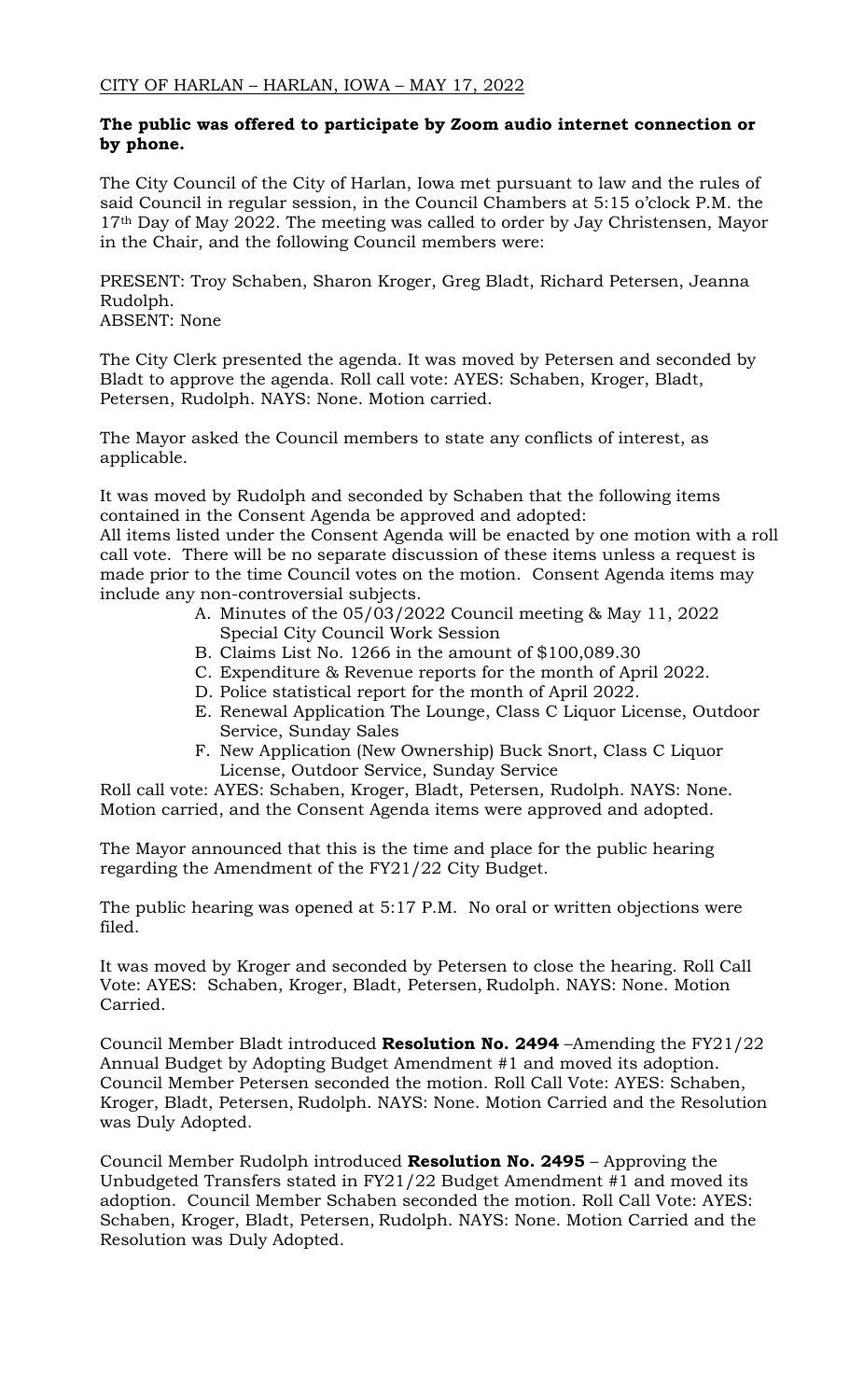CITY OF HARLAN – HARLAN, IOWA – MAY 17, 2022

**The public was offered to participate by Zoom audio internet connection or by phone.**

The City Council of the City of Harlan, Iowa met pursuant to law and the rules of said Council in regular session, in the Council Chambers at 5:15 o'clock P.M. the 17th Day of May 2022. The meeting was called to order by Jay Christensen, Mayor in the Chair, and the following Council members were:

PRESENT: Troy Schaben, Sharon Kroger, Greg Bladt, Richard Petersen, Jeanna Rudolph.
ABSENT: None

The City Clerk presented the agenda. It was moved by Petersen and seconded by Bladt to approve the agenda. Roll call vote: AYES: Schaben, Kroger, Bladt, Petersen, Rudolph. NAYS: None. Motion carried.

The Mayor asked the Council members to state any conflicts of interest, as applicable.

It was moved by Rudolph and seconded by Schaben that the following items contained in the Consent Agenda be approved and adopted:
All items listed under the Consent Agenda will be enacted by one motion with a roll call vote. There will be no separate discussion of these items unless a request is made prior to the time Council votes on the motion. Consent Agenda items may include any non-controversial subjects.

A. Minutes of the 05/03/2022 Council meeting & May 11, 2022 Special City Council Work Session
B. Claims List No. 1266 in the amount of $100,089.30
C. Expenditure & Revenue reports for the month of April 2022.
D. Police statistical report for the month of April 2022.
E. Renewal Application The Lounge, Class C Liquor License, Outdoor Service, Sunday Sales
F. New Application (New Ownership) Buck Snort, Class C Liquor License, Outdoor Service, Sunday Service

Roll call vote: AYES: Schaben, Kroger, Bladt, Petersen, Rudolph. NAYS: None. Motion carried, and the Consent Agenda items were approved and adopted.

The Mayor announced that this is the time and place for the public hearing regarding the Amendment of the FY21/22 City Budget.

The public hearing was opened at 5:17 P.M. No oral or written objections were filed.

It was moved by Kroger and seconded by Petersen to close the hearing. Roll Call Vote: AYES: Schaben, Kroger, Bladt, Petersen, Rudolph. NAYS: None. Motion Carried.

Council Member Bladt introduced **Resolution No. 2494** –Amending the FY21/22 Annual Budget by Adopting Budget Amendment #1 and moved its adoption. Council Member Petersen seconded the motion. Roll Call Vote: AYES: Schaben, Kroger, Bladt, Petersen, Rudolph. NAYS: None. Motion Carried and the Resolution was Duly Adopted.

Council Member Rudolph introduced **Resolution No. 2495** – Approving the Unbudgeted Transfers stated in FY21/22 Budget Amendment #1 and moved its adoption. Council Member Schaben seconded the motion. Roll Call Vote: AYES: Schaben, Kroger, Bladt, Petersen, Rudolph. NAYS: None. Motion Carried and the Resolution was Duly Adopted.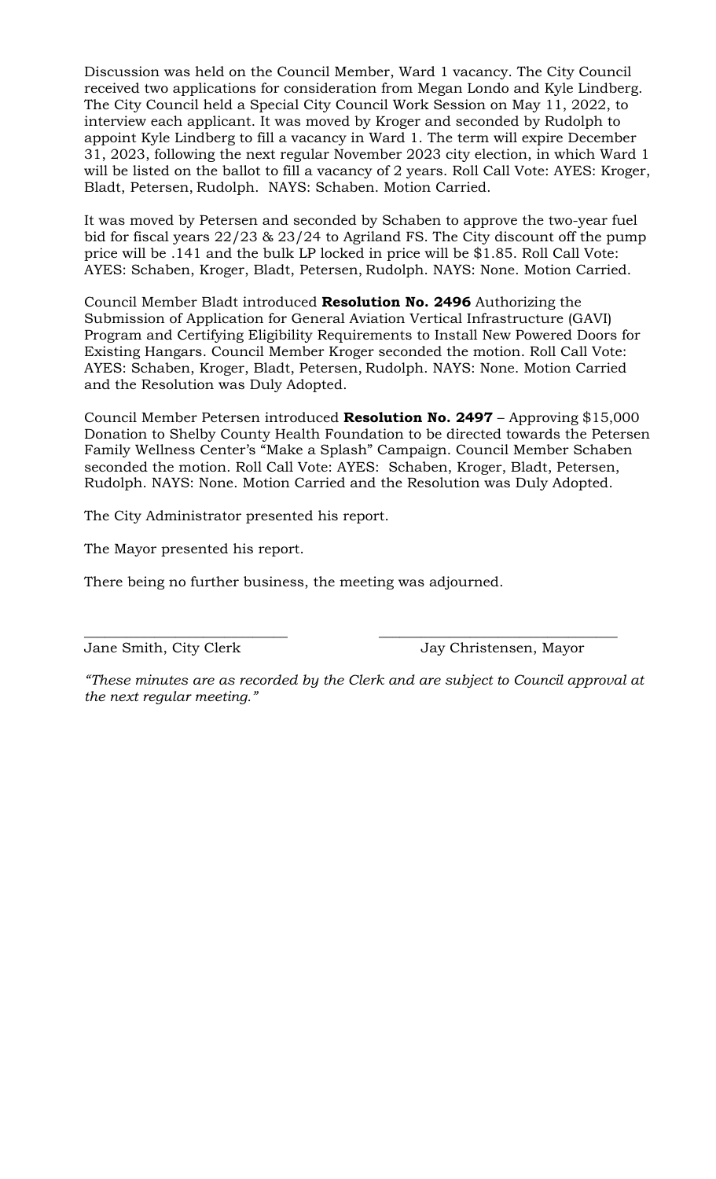Discussion was held on the Council Member, Ward 1 vacancy. The City Council received two applications for consideration from Megan Londo and Kyle Lindberg. The City Council held a Special City Council Work Session on May 11, 2022, to interview each applicant. It was moved by Kroger and seconded by Rudolph to appoint Kyle Lindberg to fill a vacancy in Ward 1. The term will expire December 31, 2023, following the next regular November 2023 city election, in which Ward 1 will be listed on the ballot to fill a vacancy of 2 years. Roll Call Vote: AYES: Kroger, Bladt, Petersen, Rudolph. NAYS: Schaben. Motion Carried.

It was moved by Petersen and seconded by Schaben to approve the two-year fuel bid for fiscal years 22/23 & 23/24 to Agriland FS. The City discount off the pump price will be .141 and the bulk LP locked in price will be $1.85. Roll Call Vote: AYES: Schaben, Kroger, Bladt, Petersen, Rudolph. NAYS: None. Motion Carried.

Council Member Bladt introduced **Resolution No. 2496** Authorizing the Submission of Application for General Aviation Vertical Infrastructure (GAVI) Program and Certifying Eligibility Requirements to Install New Powered Doors for Existing Hangars. Council Member Kroger seconded the motion. Roll Call Vote: AYES: Schaben, Kroger, Bladt, Petersen, Rudolph. NAYS: None. Motion Carried and the Resolution was Duly Adopted.

Council Member Petersen introduced **Resolution No. 2497** – Approving $15,000 Donation to Shelby County Health Foundation to be directed towards the Petersen Family Wellness Center's "Make a Splash" Campaign. Council Member Schaben seconded the motion. Roll Call Vote: AYES: Schaben, Kroger, Bladt, Petersen, Rudolph. NAYS: None. Motion Carried and the Resolution was Duly Adopted.

The City Administrator presented his report.

The Mayor presented his report.

There being no further business, the meeting was adjourned.

\_\_\_\_\_\_\_\_\_\_\_\_\_\_\_\_\_\_\_\_\_\_\_\_\_\_\_ \_\_\_\_\_\_\_\_\_\_\_\_\_\_\_\_\_\_\_\_\_\_\_\_\_\_\_\_\_\_\_\_
Jane Smith, City Clerk Jay Christensen, Mayor

*"These minutes are as recorded by the Clerk and are subject to Council approval at the next regular meeting."*